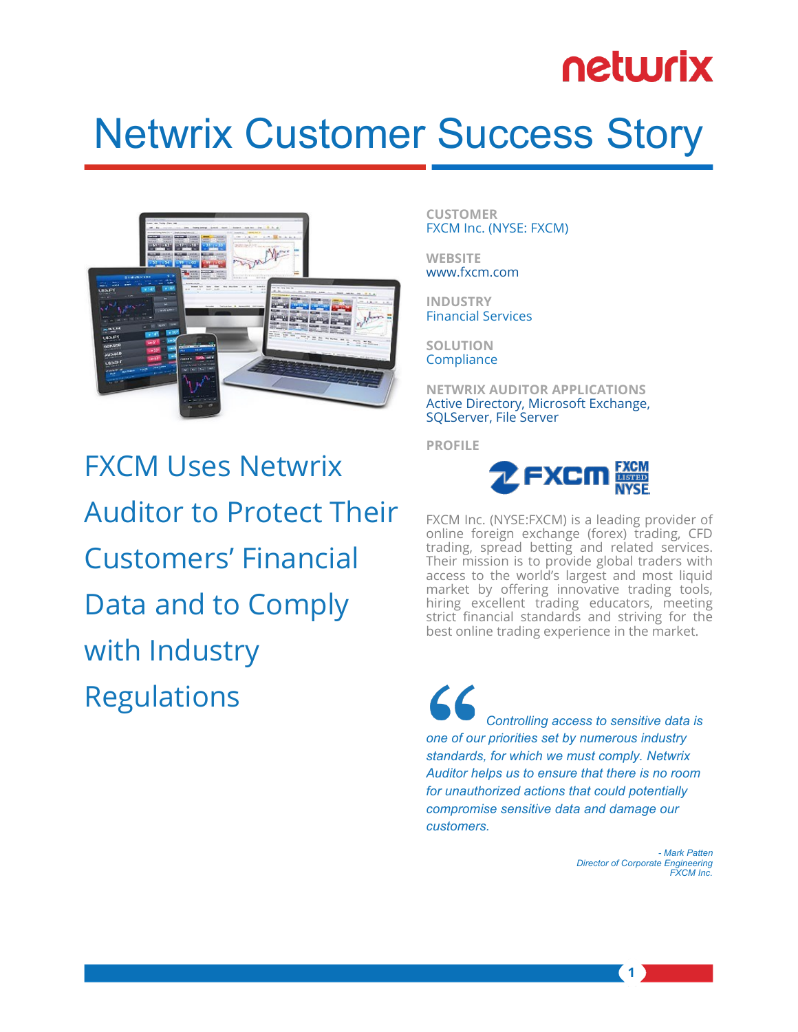# Netwrix Customer Success Story

## FXCM Uses Netwrix Auditor to Protect Their Customers' Financial Data and to Comply with Industry Regulations

**CUSTOMER**
FXCM Inc. (NYSE: FXCM)

**WEBSITE**
www.fxcm.com

**INDUSTRY**
Financial Services

**SOLUTION**
Compliance

**NETWRIX AUDITOR APPLICATIONS**
Active Directory, Microsoft Exchange, SQLServer, File Server

**PROFILE**

FXCM Inc. (NYSE:FXCM) is a leading provider of online foreign exchange (forex) trading, CFD trading, spread betting and related services. Their mission is to provide global traders with access to the world's largest and most liquid market by offering innovative trading tools, hiring excellent trading educators, meeting strict financial standards and striving for the best online trading experience in the market.

> *"Controlling access to sensitive data is one of our priorities set by numerous industry standards, for which we must comply. Netwrix Auditor helps us to ensure that there is no room for unauthorized actions that could potentially compromise sensitive data and damage our customers.*
>
> *- Mark Patten*
> *Director of Corporate Engineering*
> *FXCM Inc.*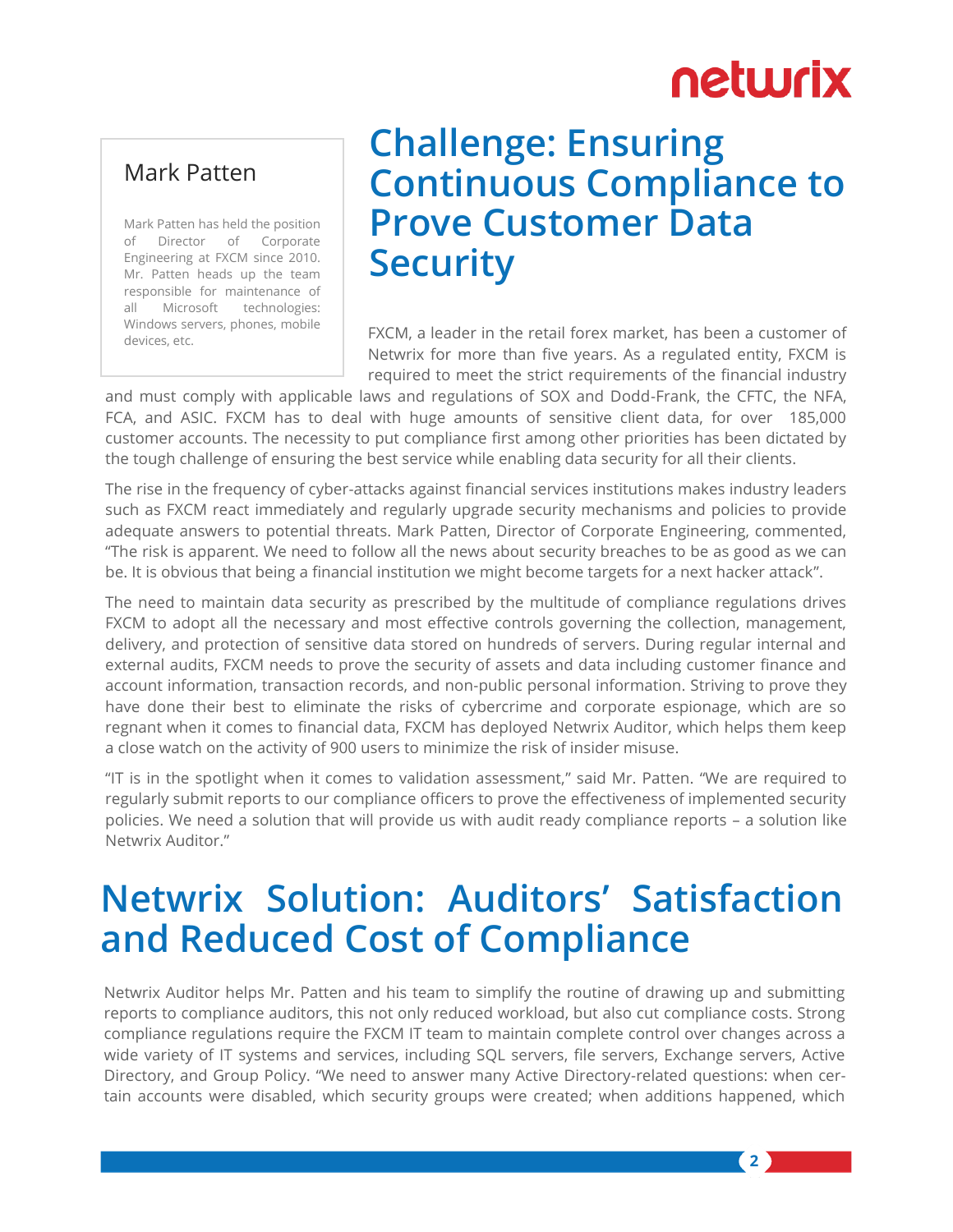## Mark Patten

Mark Patten has held the position of Director of Corporate Engineering at FXCM since 2010. Mr. Patten heads up the team responsible for maintenance of all Microsoft technologies: Windows servers, phones, mobile devices, etc.

# Challenge: Ensuring Continuous Compliance to Prove Customer Data Security

FXCM, a leader in the retail forex market, has been a customer of Netwrix for more than five years. As a regulated entity, FXCM is required to meet the strict requirements of the financial industry and must comply with applicable laws and regulations of SOX and Dodd-Frank, the CFTC, the NFA, FCA, and ASIC. FXCM has to deal with huge amounts of sensitive client data, for over 185,000 customer accounts. The necessity to put compliance first among other priorities has been dictated by the tough challenge of ensuring the best service while enabling data security for all their clients.

The rise in the frequency of cyber-attacks against financial services institutions makes industry leaders such as FXCM react immediately and regularly upgrade security mechanisms and policies to provide adequate answers to potential threats. Mark Patten, Director of Corporate Engineering, commented, "The risk is apparent. We need to follow all the news about security breaches to be as good as we can be. It is obvious that being a financial institution we might become targets for a next hacker attack".

The need to maintain data security as prescribed by the multitude of compliance regulations drives FXCM to adopt all the necessary and most effective controls governing the collection, management, delivery, and protection of sensitive data stored on hundreds of servers. During regular internal and external audits, FXCM needs to prove the security of assets and data including customer finance and account information, transaction records, and non-public personal information. Striving to prove they have done their best to eliminate the risks of cybercrime and corporate espionage, which are so regnant when it comes to financial data, FXCM has deployed Netwrix Auditor, which helps them keep a close watch on the activity of 900 users to minimize the risk of insider misuse.

"IT is in the spotlight when it comes to validation assessment," said Mr. Patten. "We are required to regularly submit reports to our compliance officers to prove the effectiveness of implemented security policies. We need a solution that will provide us with audit ready compliance reports – a solution like Netwrix Auditor."

# Netwrix Solution: Auditors' Satisfaction and Reduced Cost of Compliance

Netwrix Auditor helps Mr. Patten and his team to simplify the routine of drawing up and submitting reports to compliance auditors, this not only reduced workload, but also cut compliance costs. Strong compliance regulations require the FXCM IT team to maintain complete control over changes across a wide variety of IT systems and services, including SQL servers, file servers, Exchange servers, Active Directory, and Group Policy. "We need to answer many Active Directory-related questions: when certain accounts were disabled, which security groups were created; when additions happened, which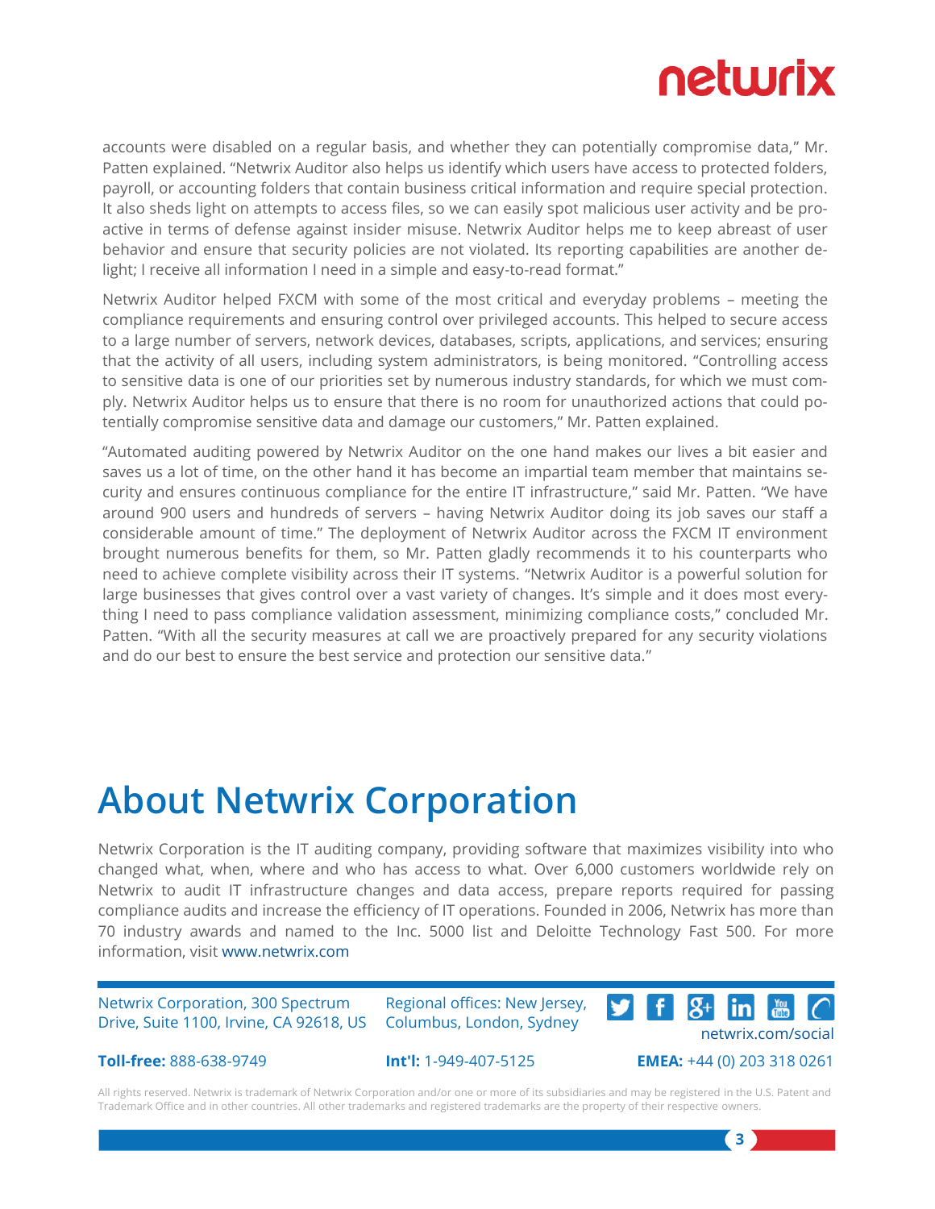accounts were disabled on a regular basis, and whether they can potentially compromise data," Mr. Patten explained. "Netwrix Auditor also helps us identify which users have access to protected folders, payroll, or accounting folders that contain business critical information and require special protection. It also sheds light on attempts to access files, so we can easily spot malicious user activity and be proactive in terms of defense against insider misuse. Netwrix Auditor helps me to keep abreast of user behavior and ensure that security policies are not violated. Its reporting capabilities are another delight; I receive all information I need in a simple and easy-to-read format."

Netwrix Auditor helped FXCM with some of the most critical and everyday problems – meeting the compliance requirements and ensuring control over privileged accounts. This helped to secure access to a large number of servers, network devices, databases, scripts, applications, and services; ensuring that the activity of all users, including system administrators, is being monitored. "Controlling access to sensitive data is one of our priorities set by numerous industry standards, for which we must comply. Netwrix Auditor helps us to ensure that there is no room for unauthorized actions that could potentially compromise sensitive data and damage our customers," Mr. Patten explained.

"Automated auditing powered by Netwrix Auditor on the one hand makes our lives a bit easier and saves us a lot of time, on the other hand it has become an impartial team member that maintains security and ensures continuous compliance for the entire IT infrastructure," said Mr. Patten. "We have around 900 users and hundreds of servers – having Netwrix Auditor doing its job saves our staff a considerable amount of time." The deployment of Netwrix Auditor across the FXCM IT environment brought numerous benefits for them, so Mr. Patten gladly recommends it to his counterparts who need to achieve complete visibility across their IT systems. "Netwrix Auditor is a powerful solution for large businesses that gives control over a vast variety of changes. It's simple and it does most everything I need to pass compliance validation assessment, minimizing compliance costs," concluded Mr. Patten. "With all the security measures at call we are proactively prepared for any security violations and do our best to ensure the best service and protection our sensitive data."

# About Netwrix Corporation

Netwrix Corporation is the IT auditing company, providing software that maximizes visibility into who changed what, when, where and who has access to what. Over 6,000 customers worldwide rely on Netwrix to audit IT infrastructure changes and data access, prepare reports required for passing compliance audits and increase the efficiency of IT operations. Founded in 2006, Netwrix has more than 70 industry awards and named to the Inc. 5000 list and Deloitte Technology Fast 500. For more information, visit www.netwrix.com

Netwrix Corporation, 300 Spectrum Drive, Suite 1100, Irvine, CA 92618, US

Regional offices: New Jersey, Columbus, London, Sydney

netwrix.com/social

**Toll-free:** 888-638-9749

**Int'l:** 1-949-407-5125

**EMEA:** +44 (0) 203 318 0261

All rights reserved. Netwrix is trademark of Netwrix Corporation and/or one or more of its subsidiaries and may be registered in the U.S. Patent and Trademark Office and in other countries. All other trademarks and registered trademarks are the property of their respective owners.